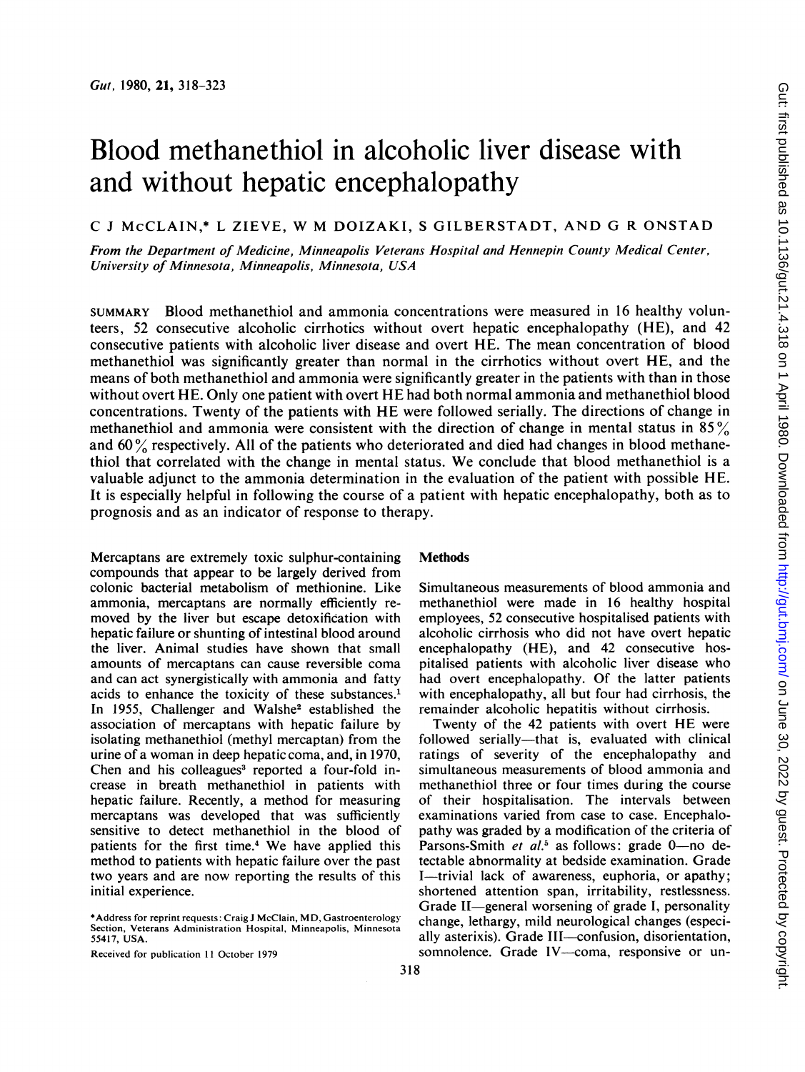# Blood methanethiol in alcoholic liver disease with and without hepatic encephalopathy

C J McCLAIN,* L ZIEVE, W M DOIZAKI, S GILBERSTADT, AND G R ONSTAD

*From the Department of Medicine, Minneapolis Veterans Hospital and Hennepin County Medical Center, University of Minnesota, Minneapolis, Minnesota, USA*

SUMMARY Blood methanethiol and ammonia concentrations were measured in 16 healthy volunteers, 52 consecutive alcoholic cirrhotics without overt hepatic encephalopathy (HE), and 42 consecutive patients with alcoholic liver disease and overt HE. The mean concentration of blood methanethiol was significantly greater than normal in the cirrhotics without overt HE, and the means of both methanethiol and ammonia were significantly greater in the patients with than in those without overt HE. Only one patient with overt HE had both normal ammonia and methanethiol blood concentrations. Twenty of the patients with HE were followed serially. The directions of change in methanethiol and ammonia were consistent with the direction of change in mental status in 85% and 60% respectively. All of the patients who deteriorated and died had changes in blood methanethiol that correlated with the change in mental status. We conclude that blood methanethiol is a valuable adjunct to the ammonia determination in the evaluation of the patient with possible HE. It is especially helpful in following the course of a patient with hepatic encephalopathy, both as to prognosis and as an indicator of response to therapy.

Mercaptans are extremely toxic sulphur-containing compounds that appear to be largely derived from colonic bacterial metabolism of methionine. Like ammonia, mercaptans are normally efficiently removed by the liver but escape detoxification with hepatic failure or shunting of intestinal blood around the liver. Animal studies have shown that small amounts of mercaptans can cause reversible coma and can act synergistically with ammonia and fatty acids to enhance the toxicity of these substances.[1] In 1955, Challenger and Walshe[2] established the association of mercaptans with hepatic failure by isolating methanethiol (methyl mercaptan) from the urine of a woman in deep hepatic coma, and, in 1970, Chen and his colleagues[3] reported a four-fold increase in breath methanethiol in patients with hepatic failure. Recently, a method for measuring mercaptans was developed that was sufficiently sensitive to detect methanethiol in the blood of patients for the first time.[4] We have applied this method to patients with hepatic failure over the past two years and are now reporting the results of this initial experience.

*Address for reprint requests: Craig J McClain, MD, Gastroenterology Section, Veterans Administration Hospital, Minneapolis, Minnesota 55417, USA.

Received for publication 11 October 1979

## Methods

Simultaneous measurements of blood ammonia and methanethiol were made in 16 healthy hospital employees, 52 consecutive hospitalised patients with alcoholic cirrhosis who did not have overt hepatic encephalopathy (HE), and 42 consecutive hospitalised patients with alcoholic liver disease who had overt encephalopathy. Of the latter patients with encephalopathy, all but four had cirrhosis, the remainder alcoholic hepatitis without cirrhosis.

Twenty of the 42 patients with overt HE were followed serially—that is, evaluated with clinical ratings of severity of the encephalopathy and simultaneous measurements of blood ammonia and methanethiol three or four times during the course of their hospitalisation. The intervals between examinations varied from case to case. Encephalopathy was graded by a modification of the criteria of Parsons-Smith *et al.*[5] as follows: grade 0—no detectable abnormality at bedside examination. Grade I—trivial lack of awareness, euphoria, or apathy; shortened attention span, irritability, restlessness. Grade II—general worsening of grade I, personality change, lethargy, mild neurological changes (especially asterixis). Grade III—confusion, disorientation, somnolence. Grade IV—coma, responsive or un-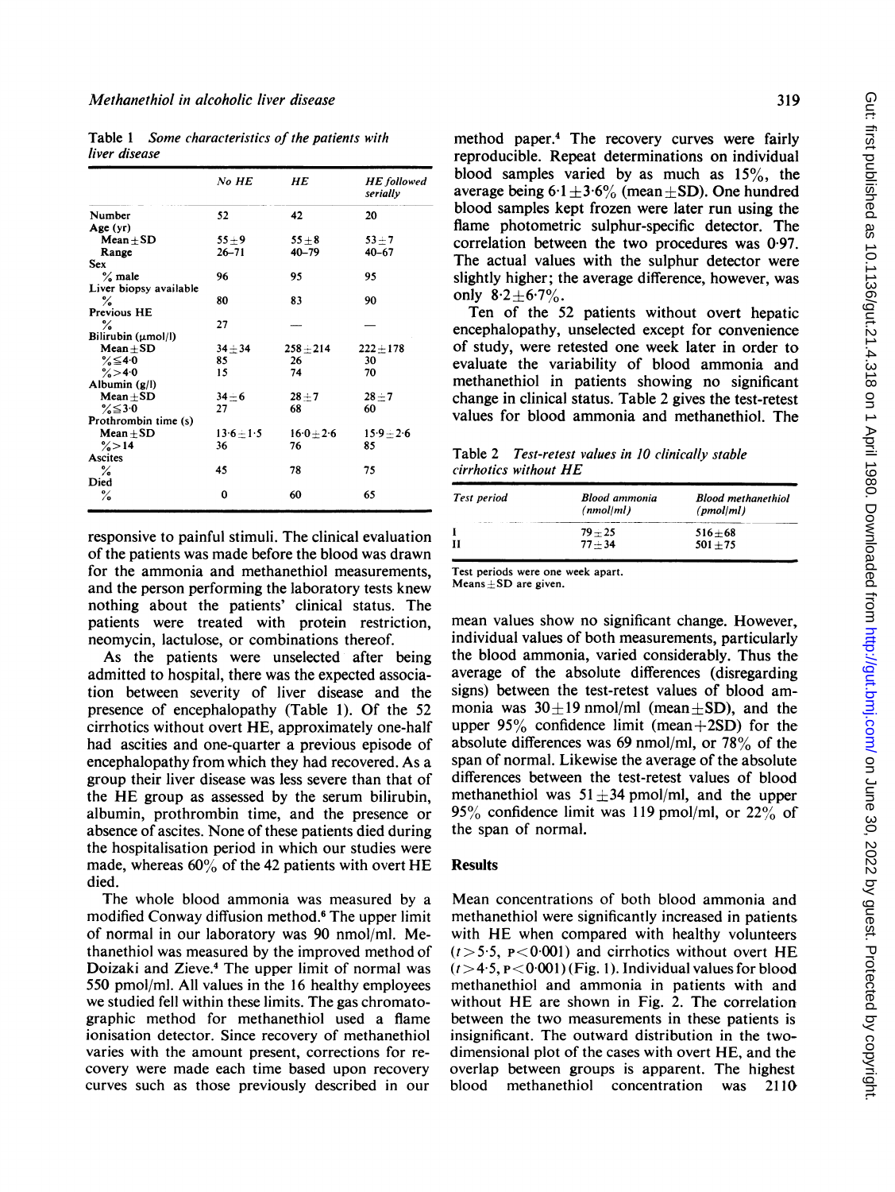Table 1 *Some characteristics of the patients with liver disease*

| | No HE | HE | HE followed serially |
|---|---|---|---|
| Number | 52 | 42 | 20 |
| Age (yr) | | | |
| Mean±SD | 55±9 | 55±8 | 53±7 |
| Range | 26–71 | 40–79 | 40–67 |
| Sex | | | |
| % male | 96 | 95 | 95 |
| Liver biopsy available | | | |
| % | 80 | 83 | 90 |
| Previous HE | | | |
| % | 27 | — | — |
| Bilirubin (μmol/l) | | | |
| Mean±SD | 34±34 | 258±214 | 222±178 |
| %≤4·0 | 85 | 26 | 30 |
| %>4·0 | 15 | 74 | 70 |
| Albumin (g/l) | | | |
| Mean±SD | 34±6 | 28±7 | 28±7 |
| %≤3·0 | 27 | 68 | 60 |
| Prothrombin time (s) | | | |
| Mean±SD | 13·6±1·5 | 16·0±2·6 | 15·9±2·6 |
| %>14 | 36 | 76 | 85 |
| Ascites | | | |
| % | 45 | 78 | 75 |
| Died | | | |
| % | 0 | 60 | 65 |

responsive to painful stimuli. The clinical evaluation of the patients was made before the blood was drawn for the ammonia and methanethiol measurements, and the person performing the laboratory tests knew nothing about the patients' clinical status. The patients were treated with protein restriction, neomycin, lactulose, or combinations thereof.

As the patients were unselected after being admitted to hospital, there was the expected association between severity of liver disease and the presence of encephalopathy (Table 1). Of the 52 cirrhotics without overt HE, approximately one-half had ascites and one-quarter a previous episode of encephalopathy from which they had recovered. As a group their liver disease was less severe than that of the HE group as assessed by the serum bilirubin, albumin, prothrombin time, and the presence or absence of ascites. None of these patients died during the hospitalisation period in which our studies were made, whereas 60% of the 42 patients with overt HE died.

The whole blood ammonia was measured by a modified Conway diffusion method.[6] The upper limit of normal in our laboratory was 90 nmol/ml. Methanethiol was measured by the improved method of Doizaki and Zieve.[4] The upper limit of normal was 550 pmol/ml. All values in the 16 healthy employees we studied fell within these limits. The gas chromatographic method for methanethiol used a flame ionisation detector. Since recovery of methanethiol varies with the amount present, corrections for recovery were made each time based upon recovery curves such as those previously described in our method paper.[4] The recovery curves were fairly reproducible. Repeat determinations on individual blood samples varied by as much as 15%, the average being 6·1±3·6% (mean±SD). One hundred blood samples kept frozen were later run using the flame photometric sulphur-specific detector. The correlation between the two procedures was 0·97. The actual values with the sulphur detector were slightly higher; the average difference, however, was only 8·2±6·7%.

Ten of the 52 patients without overt hepatic encephalopathy, unselected except for convenience of study, were retested one week later in order to evaluate the variability of blood ammonia and methanethiol in patients showing no significant change in clinical status. Table 2 gives the test-retest values for blood ammonia and methanethiol. The mean values show no significant change. However, individual values of both measurements, particularly the blood ammonia, varied considerably. Thus the average of the absolute differences (disregarding signs) between the test-retest values of blood ammonia was 30±19 nmol/ml (mean±SD), and the upper 95% confidence limit (mean+2SD) for the absolute differences was 69 nmol/ml, or 78% of the span of normal. Likewise the average of the absolute differences between the test-retest values of blood methanethiol was 51±34 pmol/ml, and the upper 95% confidence limit was 119 pmol/ml, or 22% of the span of normal.

Table 2 *Test-retest values in 10 clinically stable cirrhotics without HE*

| Test period | Blood ammonia (nmol/ml) | Blood methanethiol (pmol/ml) |
|---|---|---|
| I | 79±25 | 516±68 |
| II | 77±34 | 501±75 |

Test periods were one week apart.
Means±SD are given.

## Results

Mean concentrations of both blood ammonia and methanethiol were significantly increased in patients with HE when compared with healthy volunteers ($t>5·5$, $P<0·001$) and cirrhotics without overt HE ($t>4·5$, $P<0·001$) (Fig. 1). Individual values for blood methanethiol and ammonia in patients with and without HE are shown in Fig. 2. The correlation between the two measurements in these patients is insignificant. The outward distribution in the two-dimensional plot of the cases with overt HE, and the overlap between groups is apparent. The highest blood methanethiol concentration was 2110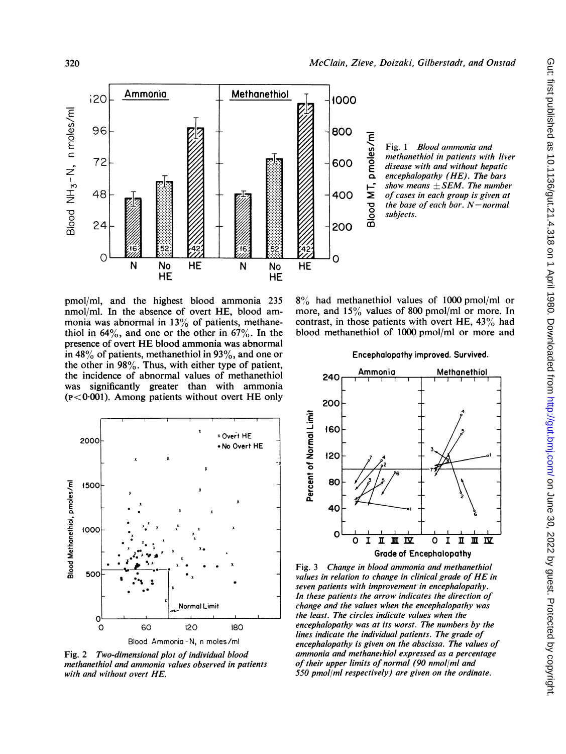Fig. 1 *Blood ammonia and methanethiol in patients with liver disease with and without hepatic encephalopathy (HE). The bars show means ±SEM. The number of cases in each group is given at the base of each bar. N=normal subjects.*

pmol/ml, and the highest blood ammonia 235 nmol/ml. In the absence of overt HE, blood ammonia was abnormal in 13% of patients, methanethiol in 64%, and one or the other in 67%. In the presence of overt HE blood ammonia was abnormal in 48% of patients, methanethiol in 93%, and one or the other in 98%. Thus, with either type of patient, the incidence of abnormal values of methanethiol was significantly greater than with ammonia ($p<0.001$). Among patients without overt HE only 8% had methanethiol values of 1000 pmol/ml or more, and 15% values of 800 pmol/ml or more. In contrast, in those patients with overt HE, 43% had blood methanethiol of 1000 pmol/ml or more and

Fig. 2 *Two-dimensional plot of individual blood methanethiol and ammonia values observed in patients with and without overt HE.*

Fig. 3 *Change in blood ammonia and methanethiol values in relation to change in clinical grade of HE in seven patients with improvement in encephalopathy. In these patients the arrow indicates the direction of change and the values when the encephalopathy was the least. The circles indicate values when the encephalopathy was at its worst. The numbers by the lines indicate the individual patients. The grade of encephalopathy is given on the abscissa. The values of ammonia and methanethiol expressed as a percentage of their upper limits of normal (90 nmol/ml and 550 pmol/ml respectively) are given on the ordinate.*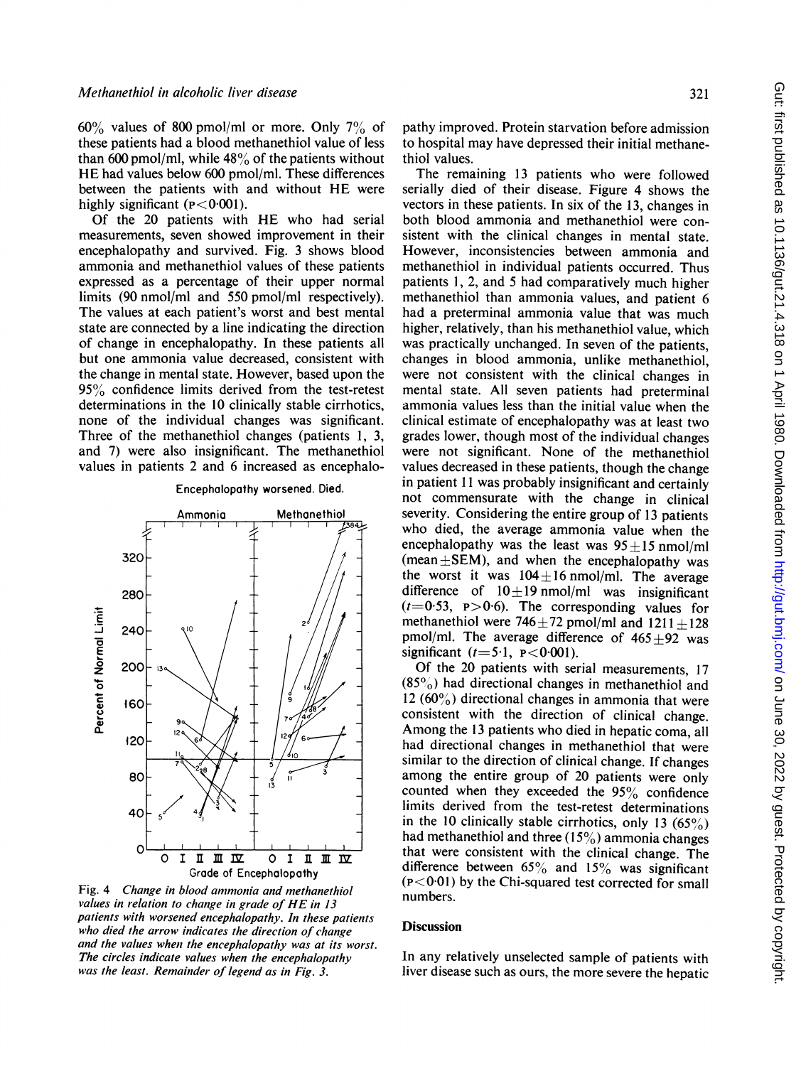60% values of 800 pmol/ml or more. Only 7% of these patients had a blood methanethiol value of less than 600 pmol/ml, while 48% of the patients without HE had values below 600 pmol/ml. These differences between the patients with and without HE were highly significant ($p<0.001$).

Of the 20 patients with HE who had serial measurements, seven showed improvement in their encephalopathy and survived. Fig. 3 shows blood ammonia and methanethiol values of these patients expressed as a percentage of their upper normal limits (90 nmol/ml and 550 pmol/ml respectively). The values at each patient's worst and best mental state are connected by a line indicating the direction of change in encephalopathy. In these patients all but one ammonia value decreased, consistent with the change in mental state. However, based upon the 95% confidence limits derived from the test-retest determinations in the 10 clinically stable cirrhotics, none of the individual changes was significant. Three of the methanethiol changes (patients 1, 3, and 7) were also insignificant. The methanethiol values in patients 2 and 6 increased as encephalopathy improved. Protein starvation before admission to hospital may have depressed their initial methanethiol values.

Encephalopathy worsened. Died.

Fig. 4 *Change in blood ammonia and methanethiol values in relation to change in grade of HE in 13 patients with worsened encephalopathy. In these patients who died the arrow indicates the direction of change and the values when the encephalopathy was at its worst. The circles indicate values when the encephalopathy was the least. Remainder of legend as in Fig. 3.*

The remaining 13 patients who were followed serially died of their disease. Figure 4 shows the vectors in these patients. In six of the 13, changes in both blood ammonia and methanethiol were consistent with the clinical changes in mental state. However, inconsistencies between ammonia and methanethiol in individual patients occurred. Thus patients 1, 2, and 5 had comparatively much higher methanethiol than ammonia values, and patient 6 had a preterminal ammonia value that was much higher, relatively, than his methanethiol value, which was practically unchanged. In seven of the patients, changes in blood ammonia, unlike methanethiol, were not consistent with the clinical changes in mental state. All seven patients had preterminal ammonia values less than the initial value when the clinical estimate of encephalopathy was at least two grades lower, though most of the individual changes were not significant. None of the methanethiol values decreased in these patients, though the change in patient 11 was probably insignificant and certainly not commensurate with the change in clinical severity. Considering the entire group of 13 patients who died, the average ammonia value when the encephalopathy was the least was $95\pm15$ nmol/ml (mean$\pm$SEM), and when the encephalopathy was the worst it was $104\pm16$ nmol/ml. The average difference of $10\pm19$ nmol/ml was insignificant ($t=0.53$, $p>0.6$). The corresponding values for methanethiol were $746\pm72$ pmol/ml and $1211\pm128$ pmol/ml. The average difference of $465\pm92$ was significant ($t=5.1$, $p<0.001$).

Of the 20 patients with serial measurements, 17 (85%) had directional changes in methanethiol and 12 (60%) directional changes in ammonia that were consistent with the direction of clinical change. Among the 13 patients who died in hepatic coma, all had directional changes in methanethiol that were similar to the direction of clinical change. If changes among the entire group of 20 patients were only counted when they exceeded the 95% confidence limits derived from the test-retest determinations in the 10 clinically stable cirrhotics, only 13 (65%) had methanethiol and three (15%) ammonia changes that were consistent with the clinical change. The difference between 65% and 15% was significant ($p<0.01$) by the Chi-squared test corrected for small numbers.

## Discussion

In any relatively unselected sample of patients with liver disease such as ours, the more severe the hepatic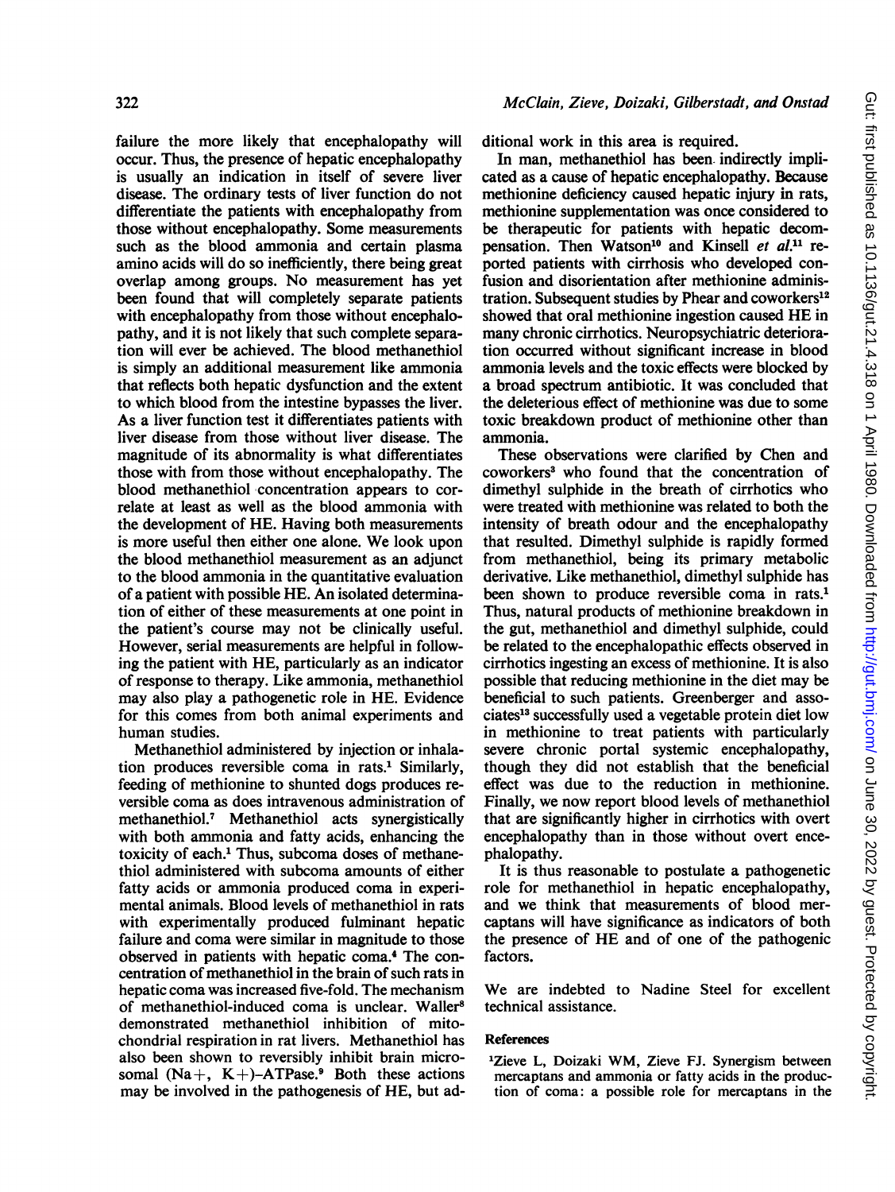failure the more likely that encephalopathy will occur. Thus, the presence of hepatic encephalopathy is usually an indication in itself of severe liver disease. The ordinary tests of liver function do not differentiate the patients with encephalopathy from those without encephalopathy. Some measurements such as the blood ammonia and certain plasma amino acids will do so inefficiently, there being great overlap among groups. No measurement has yet been found that will completely separate patients with encephalopathy from those without encephalopathy, and it is not likely that such complete separation will ever be achieved. The blood methanethiol is simply an additional measurement like ammonia that reflects both hepatic dysfunction and the extent to which blood from the intestine bypasses the liver. As a liver function test it differentiates patients with liver disease from those without liver disease. The magnitude of its abnormality is what differentiates those with from those without encephalopathy. The blood methanethiol concentration appears to correlate at least as well as the blood ammonia with the development of HE. Having both measurements is more useful then either one alone. We look upon the blood methanethiol measurement as an adjunct to the blood ammonia in the quantitative evaluation of a patient with possible HE. An isolated determination of either of these measurements at one point in the patient's course may not be clinically useful. However, serial measurements are helpful in following the patient with HE, particularly as an indicator of response to therapy. Like ammonia, methanethiol may also play a pathogenetic role in HE. Evidence for this comes from both animal experiments and human studies.

Methanethiol administered by injection or inhalation produces reversible coma in rats.[1] Similarly, feeding of methionine to shunted dogs produces reversible coma as does intravenous administration of methanethiol.[7] Methanethiol acts synergistically with both ammonia and fatty acids, enhancing the toxicity of each.[1] Thus, subcoma doses of methanethiol administered with subcoma amounts of either fatty acids or ammonia produced coma in experimental animals. Blood levels of methanethiol in rats with experimentally produced fulminant hepatic failure and coma were similar in magnitude to those observed in patients with hepatic coma.[4] The concentration of methanethiol in the brain of such rats in hepatic coma was increased five-fold. The mechanism of methanethiol-induced coma is unclear. Waller[8] demonstrated methanethiol inhibition of mitochondrial respiration in rat livers. Methanethiol has also been shown to reversibly inhibit brain microsomal ($Na^+$, $K^+$)-ATPase.[9] Both these actions may be involved in the pathogenesis of HE, but additional work in this area is required.

In man, methanethiol has been indirectly implicated as a cause of hepatic encephalopathy. Because methionine deficiency caused hepatic injury in rats, methionine supplementation was once considered to be therapeutic for patients with hepatic decompensation. Then Watson[10] and Kinsell *et al.*[11] reported patients with cirrhosis who developed confusion and disorientation after methionine administration. Subsequent studies by Phear and coworkers[12] showed that oral methionine ingestion caused HE in many chronic cirrhotics. Neuropsychiatric deterioration occurred without significant increase in blood ammonia levels and the toxic effects were blocked by a broad spectrum antibiotic. It was concluded that the deleterious effect of methionine was due to some toxic breakdown product of methionine other than ammonia.

These observations were clarified by Chen and coworkers[3] who found that the concentration of dimethyl sulphide in the breath of cirrhotics who were treated with methionine was related to both the intensity of breath odour and the encephalopathy that resulted. Dimethyl sulphide is rapidly formed from methanethiol, being its primary metabolic derivative. Like methanethiol, dimethyl sulphide has been shown to produce reversible coma in rats.[1] Thus, natural products of methionine breakdown in the gut, methanethiol and dimethyl sulphide, could be related to the encephalopathic effects observed in cirrhotics ingesting an excess of methionine. It is also possible that reducing methionine in the diet may be beneficial to such patients. Greenberger and associates[13] successfully used a vegetable protein diet low in methionine to treat patients with particularly severe chronic portal systemic encephalopathy, though they did not establish that the beneficial effect was due to the reduction in methionine. Finally, we now report blood levels of methanethiol that are significantly higher in cirrhotics with overt encephalopathy than in those without overt encephalopathy.

It is thus reasonable to postulate a pathogenetic role for methanethiol in hepatic encephalopathy, and we think that measurements of blood mercaptans will have significance as indicators of both the presence of HE and of one of the pathogenic factors.

We are indebted to Nadine Steel for excellent technical assistance.

#### References

1. Zieve L, Doizaki WM, Zieve FJ. Synergism between mercaptans and ammonia or fatty acids in the production of coma: a possible role for mercaptans in the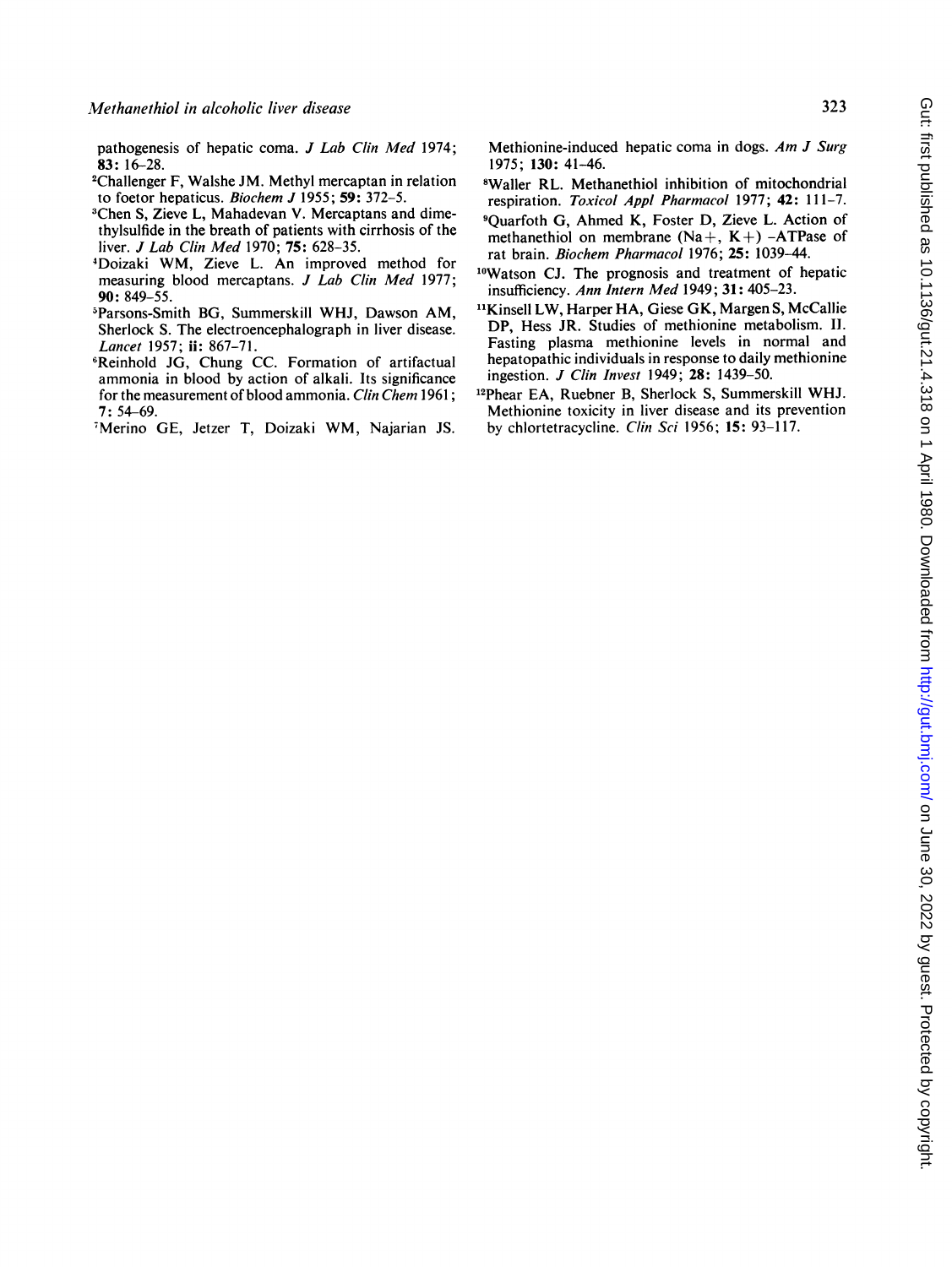pathogenesis of hepatic coma. *J Lab Clin Med* 1974; **83**: 16–28.

[2]Challenger F, Walshe JM. Methyl mercaptan in relation to foetor hepaticus. *Biochem J* 1955; **59**: 372–5.

[3]Chen S, Zieve L, Mahadevan V. Mercaptans and dimethylsulfide in the breath of patients with cirrhosis of the liver. *J Lab Clin Med* 1970; **75**: 628–35.

[4]Doizaki WM, Zieve L. An improved method for measuring blood mercaptans. *J Lab Clin Med* 1977; **90**: 849–55.

[5]Parsons-Smith BG, Summerskill WHJ, Dawson AM, Sherlock S. The electroencephalograph in liver disease. *Lancet* 1957; **ii**: 867–71.

[6]Reinhold JG, Chung CC. Formation of artifactual ammonia in blood by action of alkali. Its significance for the measurement of blood ammonia. *Clin Chem* 1961; **7**: 54–69.

[7]Merino GE, Jetzer T, Doizaki WM, Najarian JS. Methionine-induced hepatic coma in dogs. *Am J Surg* 1975; **130**: 41–46.

[8]Waller RL. Methanethiol inhibition of mitochondrial respiration. *Toxicol Appl Pharmacol* 1977; **42**: 111–7.

[9]Quarfoth G, Ahmed K, Foster D, Zieve L. Action of methanethiol on membrane (Na+, K+) –ATPase of rat brain. *Biochem Pharmacol* 1976; **25**: 1039–44.

[10]Watson CJ. The prognosis and treatment of hepatic insufficiency. *Ann Intern Med* 1949; **31**: 405–23.

[11]Kinsell LW, Harper HA, Giese GK, Margen S, McCallie DP, Hess JR. Studies of methionine metabolism. II. Fasting plasma methionine levels in normal and hepatopathic individuals in response to daily methionine ingestion. *J Clin Invest* 1949; **28**: 1439–50.

[12]Phear EA, Ruebner B, Sherlock S, Summerskill WHJ. Methionine toxicity in liver disease and its prevention by chlortetracycline. *Clin Sci* 1956; **15**: 93–117.